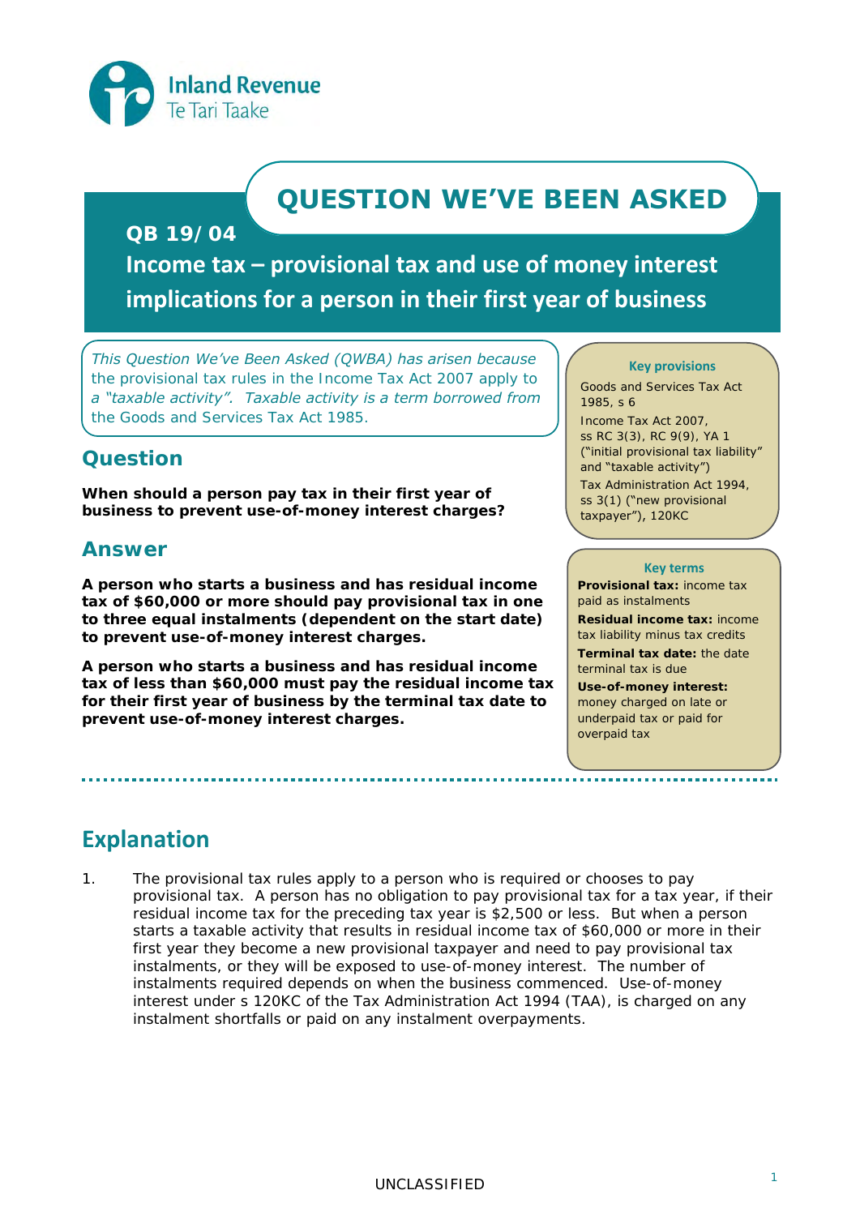Inland Revenue
Te Tari Taake

# QUESTION WE'VE BEEN ASKED

## QB 19/04

## Income tax – provisional tax and use of money interest implications for a person in their first year of business

*This Question We've Been Asked (QWBA) has arisen because the provisional tax rules in the Income Tax Act 2007 apply to a "taxable activity". Taxable activity is a term borrowed from the Goods and Services Tax Act 1985.*

**Key provisions**

Goods and Services Tax Act 1985, s 6

Income Tax Act 2007, ss RC 3(3), RC 9(9), YA 1 ("initial provisional tax liability" and "taxable activity")

Tax Administration Act 1994, ss 3(1) ("new provisional taxpayer"), 120KC

**Key terms**

**Provisional tax:** income tax paid as instalments

**Residual income tax:** income tax liability minus tax credits

**Terminal tax date:** the date terminal tax is due

**Use-of-money interest:** money charged on late or underpaid tax or paid for overpaid tax

## Question

**When should a person pay tax in their first year of business to prevent use-of-money interest charges?**

## Answer

**A person who starts a business and has residual income tax of $60,000 or more should pay provisional tax in one to three equal instalments (dependent on the start date) to prevent use-of-money interest charges.**

**A person who starts a business and has residual income tax of less than $60,000 must pay the residual income tax for their first year of business by the terminal tax date to prevent use-of-money interest charges.**

## Explanation

1. The provisional tax rules apply to a person who is required or chooses to pay provisional tax. A person has no obligation to pay provisional tax for a tax year, if their residual income tax for the preceding tax year is $2,500 or less. But when a person starts a taxable activity that results in residual income tax of $60,000 or more in their first year they become a new provisional taxpayer and need to pay provisional tax instalments, or they will be exposed to use-of-money interest. The number of instalments required depends on when the business commenced. Use-of-money interest under s 120KC of the Tax Administration Act 1994 (TAA), is charged on any instalment shortfalls or paid on any instalment overpayments.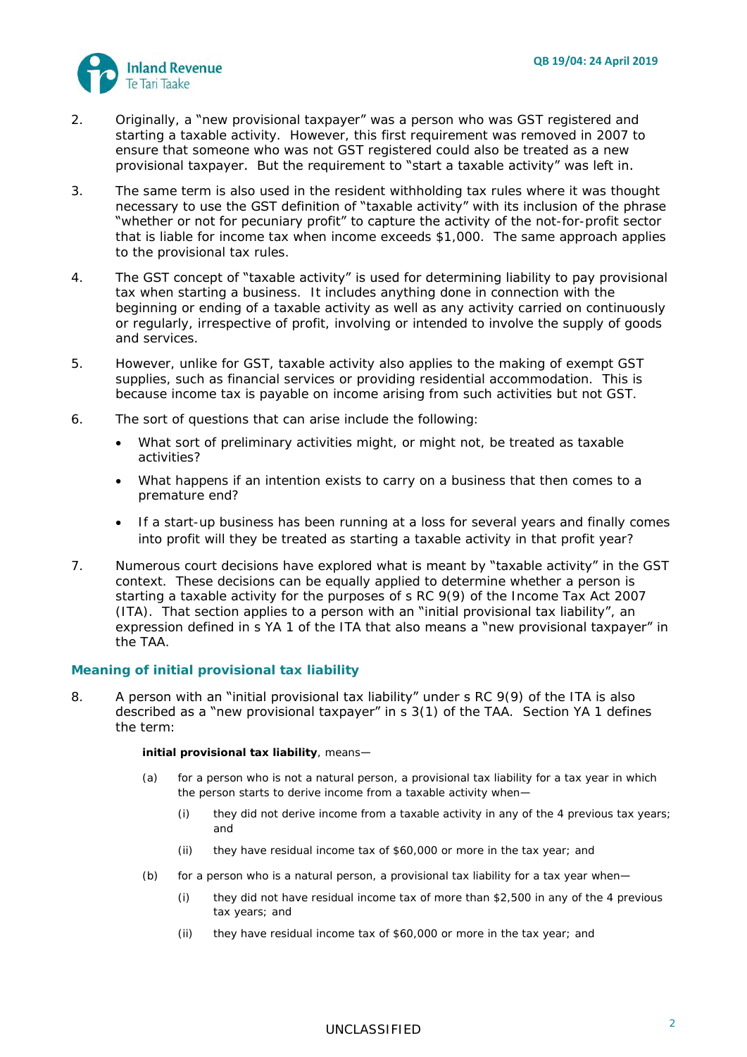2. Originally, a "new provisional taxpayer" was a person who was GST registered and starting a taxable activity. However, this first requirement was removed in 2007 to ensure that someone who was not GST registered could also be treated as a new provisional taxpayer. But the requirement to "start a taxable activity" was left in.

3. The same term is also used in the resident withholding tax rules where it was thought necessary to use the GST definition of "taxable activity" with its inclusion of the phrase "whether or not for pecuniary profit" to capture the activity of the not-for-profit sector that is liable for income tax when income exceeds $1,000. The same approach applies to the provisional tax rules.

4. The GST concept of "taxable activity" is used for determining liability to pay provisional tax when starting a business. It includes anything done in connection with the beginning or ending of a taxable activity as well as any activity carried on continuously or regularly, irrespective of profit, involving or intended to involve the supply of goods and services.

5. However, unlike for GST, taxable activity also applies to the making of exempt GST supplies, such as financial services or providing residential accommodation. This is because income tax is payable on income arising from such activities but not GST.

6. The sort of questions that can arise include the following:

   - What sort of preliminary activities might, or might not, be treated as taxable activities?
   - What happens if an intention exists to carry on a business that then comes to a premature end?
   - If a start-up business has been running at a loss for several years and finally comes into profit will they be treated as starting a taxable activity in that profit year?

7. Numerous court decisions have explored what is meant by "taxable activity" in the GST context. These decisions can be equally applied to determine whether a person is starting a taxable activity for the purposes of s RC 9(9) of the Income Tax Act 2007 (ITA). That section applies to a person with an "initial provisional tax liability", an expression defined in s YA 1 of the ITA that also means a "new provisional taxpayer" in the TAA.

## Meaning of initial provisional tax liability

8. A person with an "initial provisional tax liability" under s RC 9(9) of the ITA is also described as a "new provisional taxpayer" in s 3(1) of the TAA. Section YA 1 defines the term:

   > **initial provisional tax liability**, means—
   >
   > (a) for a person who is not a natural person, a provisional tax liability for a tax year in which the person starts to derive income from a taxable activity when—
   >
   > (i) they did not derive income from a taxable activity in any of the 4 previous tax years; and
   >
   > (ii) they have residual income tax of $60,000 or more in the tax year; and
   >
   > (b) for a person who is a natural person, a provisional tax liability for a tax year when—
   >
   > (i) they did not have residual income tax of more than $2,500 in any of the 4 previous tax years; and
   >
   > (ii) they have residual income tax of $60,000 or more in the tax year; and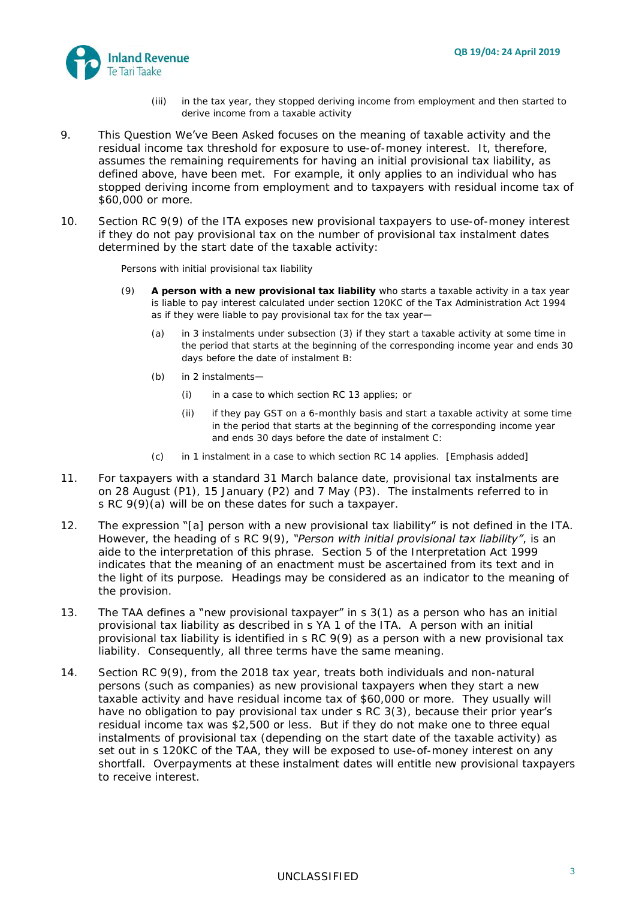(iii) in the tax year, they stopped deriving income from employment and then started to derive income from a taxable activity

9. This Question We've Been Asked focuses on the meaning of taxable activity and the residual income tax threshold for exposure to use-of-money interest. It, therefore, assumes the remaining requirements for having an initial provisional tax liability, as defined above, have been met. For example, it only applies to an individual who has stopped deriving income from employment and to taxpayers with residual income tax of $60,000 or more.

10. Section RC 9(9) of the ITA exposes new provisional taxpayers to use-of-money interest if they do not pay provisional tax on the number of provisional tax instalment dates determined by the start date of the taxable activity:

> Persons with initial provisional tax liability
>
> (9) **A person with a new provisional tax liability** who starts a taxable activity in a tax year is liable to pay interest calculated under section 120KC of the Tax Administration Act 1994 as if they were liable to pay provisional tax for the tax year—
>
> (a) in 3 instalments under subsection (3) if they start a taxable activity at some time in the period that starts at the beginning of the corresponding income year and ends 30 days before the date of instalment B:
>
> (b) in 2 instalments—
>
> (i) in a case to which section RC 13 applies; or
>
> (ii) if they pay GST on a 6-monthly basis and start a taxable activity at some time in the period that starts at the beginning of the corresponding income year and ends 30 days before the date of instalment C:
>
> (c) in 1 instalment in a case to which section RC 14 applies. [Emphasis added]

11. For taxpayers with a standard 31 March balance date, provisional tax instalments are on 28 August (P1), 15 January (P2) and 7 May (P3). The instalments referred to in s RC 9(9)(a) will be on these dates for such a taxpayer.

12. The expression "[a] person with a new provisional tax liability" is not defined in the ITA. However, the heading of s RC 9(9), *"Person with initial provisional tax liability"*, is an aide to the interpretation of this phrase. Section 5 of the Interpretation Act 1999 indicates that the meaning of an enactment must be ascertained from its text and in the light of its purpose. Headings may be considered as an indicator to the meaning of the provision.

13. The TAA defines a "new provisional taxpayer" in s 3(1) as a person who has an initial provisional tax liability as described in s YA 1 of the ITA. A person with an initial provisional tax liability is identified in s RC 9(9) as a person with a new provisional tax liability. Consequently, all three terms have the same meaning.

14. Section RC 9(9), from the 2018 tax year, treats both individuals and non-natural persons (such as companies) as new provisional taxpayers when they start a new taxable activity and have residual income tax of $60,000 or more. They usually will have no obligation to pay provisional tax under s RC 3(3), because their prior year's residual income tax was $2,500 or less. But if they do not make one to three equal instalments of provisional tax (depending on the start date of the taxable activity) as set out in s 120KC of the TAA, they will be exposed to use-of-money interest on any shortfall. Overpayments at these instalment dates will entitle new provisional taxpayers to receive interest.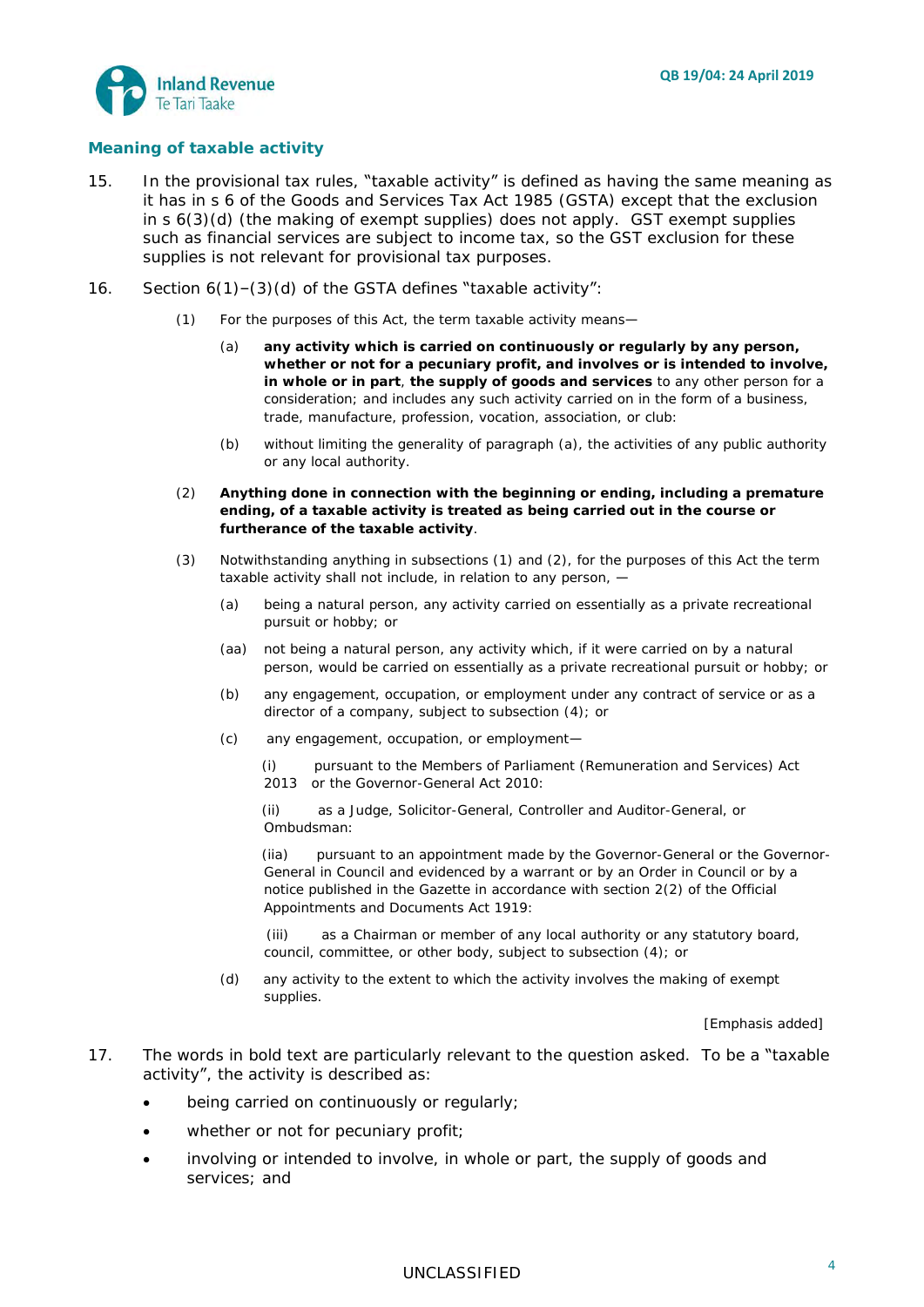## Meaning of taxable activity

15. In the provisional tax rules, "taxable activity" is defined as having the same meaning as it has in s 6 of the Goods and Services Tax Act 1985 (GSTA) except that the exclusion in s 6(3)(d) (the making of exempt supplies) does not apply. GST exempt supplies such as financial services are subject to income tax, so the GST exclusion for these supplies is not relevant for provisional tax purposes.

16. Section 6(1)–(3)(d) of the GSTA defines "taxable activity":

> (1) For the purposes of this Act, the term taxable activity means—
>
> > (a) **any activity which is carried on continuously or regularly by any person, whether or not for a pecuniary profit, and involves or is intended to involve, in whole or in part**, **the supply of goods and services** to any other person for a consideration; and includes any such activity carried on in the form of a business, trade, manufacture, profession, vocation, association, or club:
> >
> > (b) without limiting the generality of paragraph (a), the activities of any public authority or any local authority.
>
> (2) **Anything done in connection with the beginning or ending, including a premature ending, of a taxable activity is treated as being carried out in the course or furtherance of the taxable activity**.
>
> (3) Notwithstanding anything in subsections (1) and (2), for the purposes of this Act the term taxable activity shall not include, in relation to any person, —
>
> > (a) being a natural person, any activity carried on essentially as a private recreational pursuit or hobby; or
> >
> > (aa) not being a natural person, any activity which, if it were carried on by a natural person, would be carried on essentially as a private recreational pursuit or hobby; or
> >
> > (b) any engagement, occupation, or employment under any contract of service or as a director of a company, subject to subsection (4); or
> >
> > (c) any engagement, occupation, or employment—
> >
> > > (i) pursuant to the Members of Parliament (Remuneration and Services) Act 2013 or the Governor-General Act 2010:
> > >
> > > (ii) as a Judge, Solicitor-General, Controller and Auditor-General, or Ombudsman:
> > >
> > > (iia) pursuant to an appointment made by the Governor-General or the Governor-General in Council and evidenced by a warrant or by an Order in Council or by a notice published in the Gazette in accordance with section 2(2) of the Official Appointments and Documents Act 1919:
> > >
> > > (iii) as a Chairman or member of any local authority or any statutory board, council, committee, or other body, subject to subsection (4); or
> >
> > (d) any activity to the extent to which the activity involves the making of exempt supplies.
>
> [Emphasis added]

17. The words in bold text are particularly relevant to the question asked. To be a "taxable activity", the activity is described as:

- being carried on continuously or regularly;
- whether or not for pecuniary profit;
- involving or intended to involve, in whole or part, the supply of goods and services; and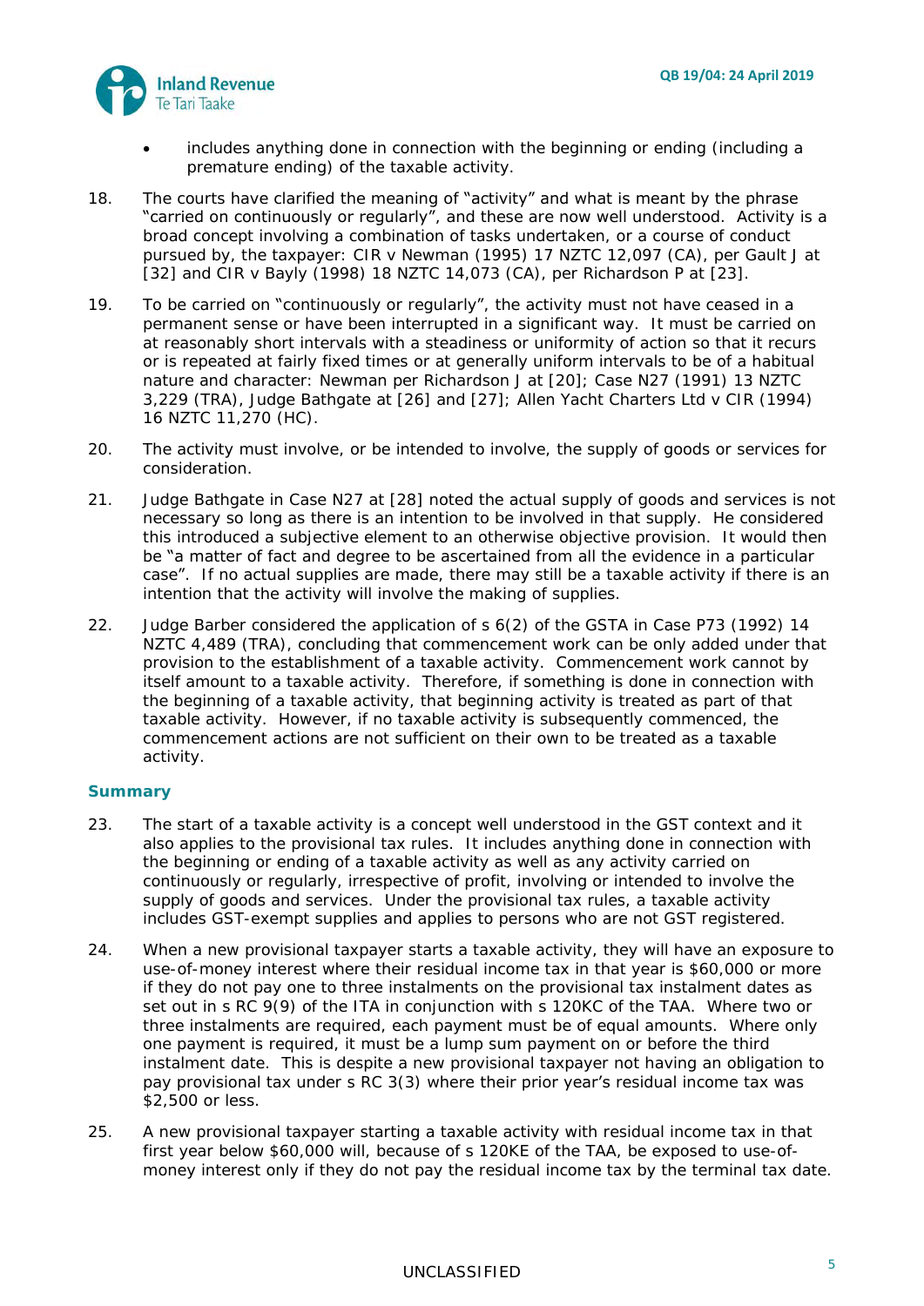- includes anything done in connection with the beginning or ending (including a premature ending) of the taxable activity.

18. The courts have clarified the meaning of "activity" and what is meant by the phrase "carried on continuously or regularly", and these are now well understood. Activity is a broad concept involving a combination of tasks undertaken, or a course of conduct pursued by, the taxpayer: CIR v Newman (1995) 17 NZTC 12,097 (CA), per Gault J at [32] and CIR v Bayly (1998) 18 NZTC 14,073 (CA), per Richardson P at [23].

19. To be carried on "continuously or regularly", the activity must not have ceased in a permanent sense or have been interrupted in a significant way. It must be carried on at reasonably short intervals with a steadiness or uniformity of action so that it recurs or is repeated at fairly fixed times or at generally uniform intervals to be of a habitual nature and character: Newman per Richardson J at [20]; Case N27 (1991) 13 NZTC 3,229 (TRA), Judge Bathgate at [26] and [27]; Allen Yacht Charters Ltd v CIR (1994) 16 NZTC 11,270 (HC).

20. The activity must involve, or be intended to involve, the supply of goods or services for consideration.

21. Judge Bathgate in Case N27 at [28] noted the actual supply of goods and services is not necessary so long as there is an intention to be involved in that supply. He considered this introduced a subjective element to an otherwise objective provision. It would then be "a matter of fact and degree to be ascertained from all the evidence in a particular case". If no actual supplies are made, there may still be a taxable activity if there is an intention that the activity will involve the making of supplies.

22. Judge Barber considered the application of s 6(2) of the GSTA in Case P73 (1992) 14 NZTC 4,489 (TRA), concluding that commencement work can be only added under that provision to the establishment of a taxable activity. Commencement work cannot by itself amount to a taxable activity. Therefore, if something is done in connection with the beginning of a taxable activity, that beginning activity is treated as part of that taxable activity. However, if no taxable activity is subsequently commenced, the commencement actions are not sufficient on their own to be treated as a taxable activity.

## Summary

23. The start of a taxable activity is a concept well understood in the GST context and it also applies to the provisional tax rules. It includes anything done in connection with the beginning or ending of a taxable activity as well as any activity carried on continuously or regularly, irrespective of profit, involving or intended to involve the supply of goods and services. Under the provisional tax rules, a taxable activity includes GST-exempt supplies and applies to persons who are not GST registered.

24. When a new provisional taxpayer starts a taxable activity, they will have an exposure to use-of-money interest where their residual income tax in that year is $60,000 or more if they do not pay one to three instalments on the provisional tax instalment dates as set out in s RC 9(9) of the ITA in conjunction with s 120KC of the TAA. Where two or three instalments are required, each payment must be of equal amounts. Where only one payment is required, it must be a lump sum payment on or before the third instalment date. This is despite a new provisional taxpayer not having an obligation to pay provisional tax under s RC 3(3) where their prior year's residual income tax was $2,500 or less.

25. A new provisional taxpayer starting a taxable activity with residual income tax in that first year below $60,000 will, because of s 120KE of the TAA, be exposed to use-of-money interest only if they do not pay the residual income tax by the terminal tax date.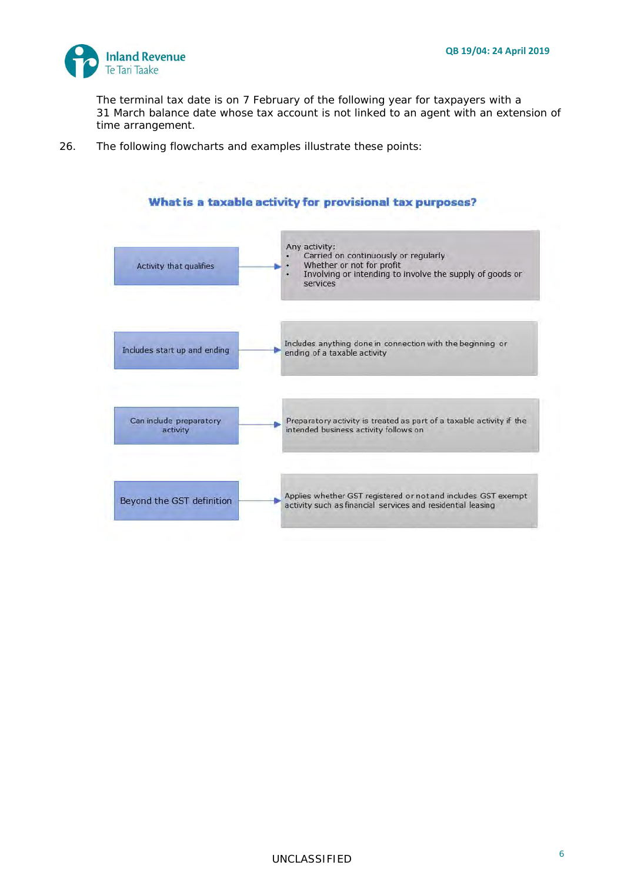The terminal tax date is on 7 February of the following year for taxpayers with a 31 March balance date whose tax account is not linked to an agent with an extension of time arrangement.

26. The following flowcharts and examples illustrate these points:

**What is a taxable activity for provisional tax purposes?**

| | |
|---|---|
| Activity that qualifies → | Any activity:<br>• Carried on continuously or regularly<br>• Whether or not for profit<br>• Involving or intending to involve the supply of goods or services |
| Includes start up and ending → | Includes anything done in connection with the beginning or ending of a taxable activity |
| Can include preparatory activity → | Preparatory activity is treated as part of a taxable activity if the intended business activity follows on |
| Beyond the GST definition → | Applies whether GST registered or not and includes GST exempt activity such as financial services and residential leasing |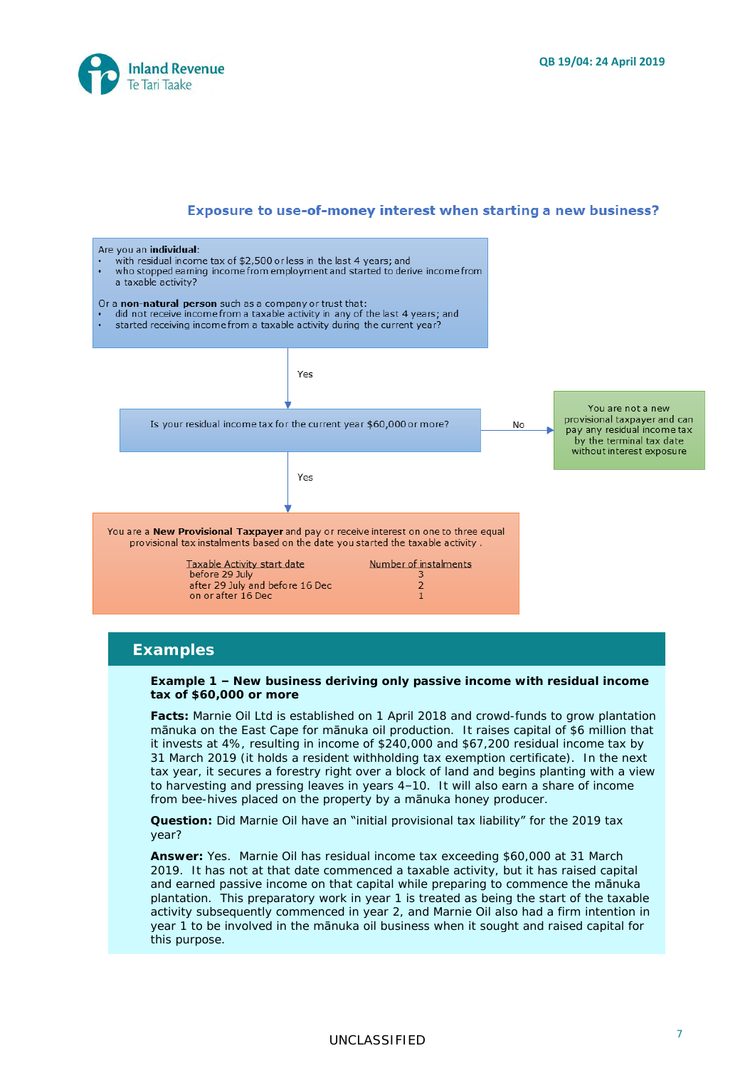## Exposure to use-of-money interest when starting a new business?

Are you an **individual**:

- with residual income tax of $2,500 or less in the last 4 years; and
- who stopped earning income from employment and started to derive income from a taxable activity?

Or a **non-natural person** such as a company or trust that:

- did not receive income from a taxable activity in any of the last 4 years; and
- started receiving income from a taxable activity during the current year?

Yes ↓

Is your residual income tax for the current year $60,000 or more?

No → You are not a new provisional taxpayer and can pay any residual income tax by the terminal tax date without interest exposure

Yes ↓

You are a **New Provisional Taxpayer** and pay or receive interest on one to three equal provisional tax instalments based on the date you started the taxable activity.

| Taxable Activity start date | Number of instalments |
| --- | --- |
| before 29 July | 3 |
| after 29 July and before 16 Dec | 2 |
| on or after 16 Dec | 1 |

## Examples

**Example 1 – New business deriving only passive income with residual income tax of $60,000 or more**

**Facts:** Marnie Oil Ltd is established on 1 April 2018 and crowd-funds to grow plantation mānuka on the East Cape for mānuka oil production. It raises capital of $6 million that it invests at 4%, resulting in income of $240,000 and $67,200 residual income tax by 31 March 2019 (it holds a resident withholding tax exemption certificate). In the next tax year, it secures a forestry right over a block of land and begins planting with a view to harvesting and pressing leaves in years 4–10. It will also earn a share of income from bee-hives placed on the property by a mānuka honey producer.

**Question:** Did Marnie Oil have an "initial provisional tax liability" for the 2019 tax year?

**Answer:** Yes. Marnie Oil has residual income tax exceeding $60,000 at 31 March 2019. It has not at that date commenced a taxable activity, but it has raised capital and earned passive income on that capital while preparing to commence the mānuka plantation. This preparatory work in year 1 is treated as being the start of the taxable activity subsequently commenced in year 2, and Marnie Oil also had a firm intention in year 1 to be involved in the mānuka oil business when it sought and raised capital for this purpose.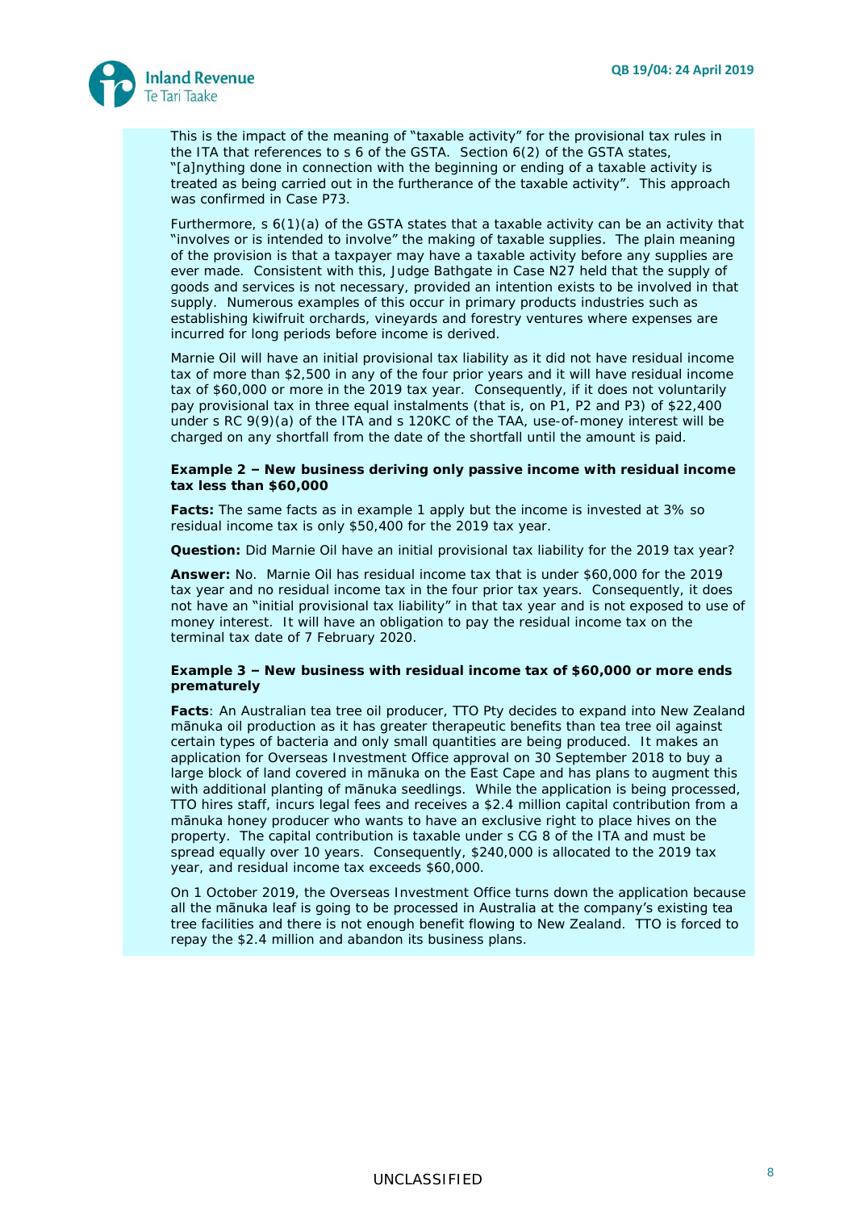This is the impact of the meaning of "taxable activity" for the provisional tax rules in the ITA that references to s 6 of the GSTA. Section 6(2) of the GSTA states, "[a]nything done in connection with the beginning or ending of a taxable activity is treated as being carried out in the furtherance of the taxable activity". This approach was confirmed in Case P73.

Furthermore, s 6(1)(a) of the GSTA states that a taxable activity can be an activity that "involves or is intended to involve" the making of taxable supplies. The plain meaning of the provision is that a taxpayer may have a taxable activity before any supplies are ever made. Consistent with this, Judge Bathgate in Case N27 held that the supply of goods and services is not necessary, provided an intention exists to be involved in that supply. Numerous examples of this occur in primary products industries such as establishing kiwifruit orchards, vineyards and forestry ventures where expenses are incurred for long periods before income is derived.

Marnie Oil will have an initial provisional tax liability as it did not have residual income tax of more than $2,500 in any of the four prior years and it will have residual income tax of $60,000 or more in the 2019 tax year. Consequently, if it does not voluntarily pay provisional tax in three equal instalments (that is, on P1, P2 and P3) of $22,400 under s RC 9(9)(a) of the ITA and s 120KC of the TAA, use-of-money interest will be charged on any shortfall from the date of the shortfall until the amount is paid.

**Example 2 – New business deriving only passive income with residual income tax less than $60,000**

**Facts:** The same facts as in example 1 apply but the income is invested at 3% so residual income tax is only $50,400 for the 2019 tax year.

**Question:** Did Marnie Oil have an initial provisional tax liability for the 2019 tax year?

**Answer:** No. Marnie Oil has residual income tax that is under $60,000 for the 2019 tax year and no residual income tax in the four prior tax years. Consequently, it does not have an "initial provisional tax liability" in that tax year and is not exposed to use of money interest. It will have an obligation to pay the residual income tax on the terminal tax date of 7 February 2020.

**Example 3 – New business with residual income tax of $60,000 or more ends prematurely**

**Facts**: An Australian tea tree oil producer, TTO Pty decides to expand into New Zealand mānuka oil production as it has greater therapeutic benefits than tea tree oil against certain types of bacteria and only small quantities are being produced. It makes an application for Overseas Investment Office approval on 30 September 2018 to buy a large block of land covered in mānuka on the East Cape and has plans to augment this with additional planting of mānuka seedlings. While the application is being processed, TTO hires staff, incurs legal fees and receives a $2.4 million capital contribution from a mānuka honey producer who wants to have an exclusive right to place hives on the property. The capital contribution is taxable under s CG 8 of the ITA and must be spread equally over 10 years. Consequently, $240,000 is allocated to the 2019 tax year, and residual income tax exceeds $60,000.

On 1 October 2019, the Overseas Investment Office turns down the application because all the mānuka leaf is going to be processed in Australia at the company's existing tea tree facilities and there is not enough benefit flowing to New Zealand. TTO is forced to repay the $2.4 million and abandon its business plans.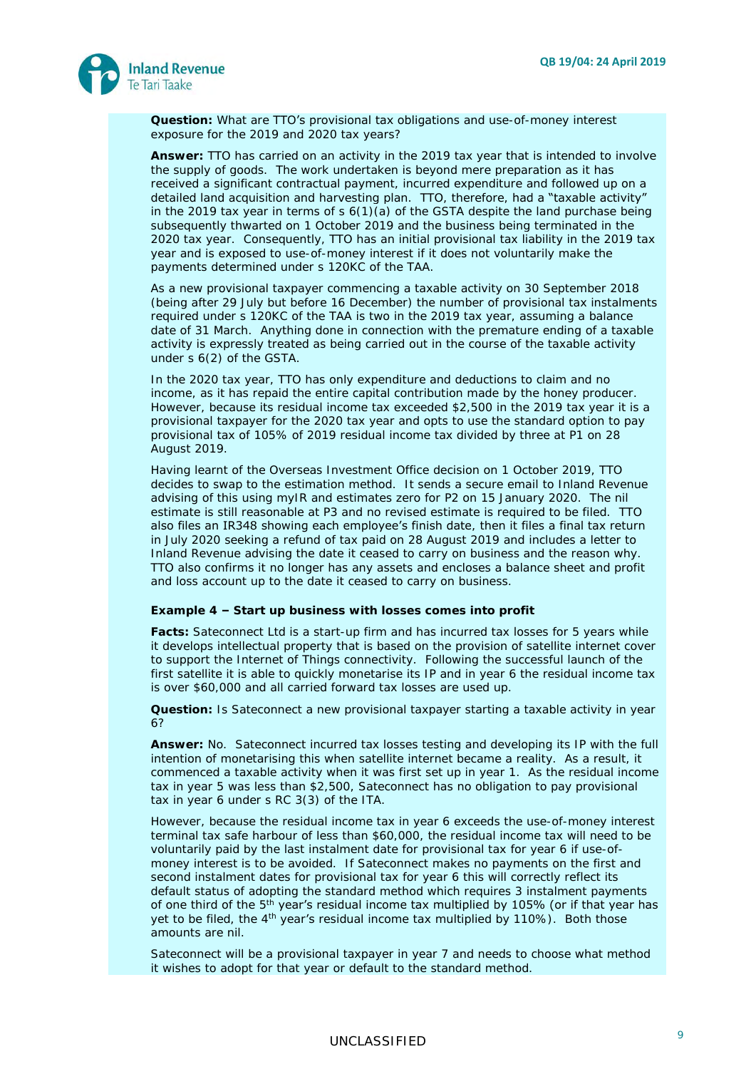**Question:** What are TTO's provisional tax obligations and use-of-money interest exposure for the 2019 and 2020 tax years?

**Answer:** TTO has carried on an activity in the 2019 tax year that is intended to involve the supply of goods. The work undertaken is beyond mere preparation as it has received a significant contractual payment, incurred expenditure and followed up on a detailed land acquisition and harvesting plan. TTO, therefore, had a "taxable activity" in the 2019 tax year in terms of s 6(1)(a) of the GSTA despite the land purchase being subsequently thwarted on 1 October 2019 and the business being terminated in the 2020 tax year. Consequently, TTO has an initial provisional tax liability in the 2019 tax year and is exposed to use-of-money interest if it does not voluntarily make the payments determined under s 120KC of the TAA.

As a new provisional taxpayer commencing a taxable activity on 30 September 2018 (being after 29 July but before 16 December) the number of provisional tax instalments required under s 120KC of the TAA is two in the 2019 tax year, assuming a balance date of 31 March. Anything done in connection with the premature ending of a taxable activity is expressly treated as being carried out in the course of the taxable activity under s 6(2) of the GSTA.

In the 2020 tax year, TTO has only expenditure and deductions to claim and no income, as it has repaid the entire capital contribution made by the honey producer. However, because its residual income tax exceeded $2,500 in the 2019 tax year it is a provisional taxpayer for the 2020 tax year and opts to use the standard option to pay provisional tax of 105% of 2019 residual income tax divided by three at P1 on 28 August 2019.

Having learnt of the Overseas Investment Office decision on 1 October 2019, TTO decides to swap to the estimation method. It sends a secure email to Inland Revenue advising of this using myIR and estimates zero for P2 on 15 January 2020. The nil estimate is still reasonable at P3 and no revised estimate is required to be filed. TTO also files an IR348 showing each employee's finish date, then it files a final tax return in July 2020 seeking a refund of tax paid on 28 August 2019 and includes a letter to Inland Revenue advising the date it ceased to carry on business and the reason why. TTO also confirms it no longer has any assets and encloses a balance sheet and profit and loss account up to the date it ceased to carry on business.

**Example 4 – Start up business with losses comes into profit**

**Facts:** Sateconnect Ltd is a start-up firm and has incurred tax losses for 5 years while it develops intellectual property that is based on the provision of satellite internet cover to support the Internet of Things connectivity. Following the successful launch of the first satellite it is able to quickly monetarise its IP and in year 6 the residual income tax is over $60,000 and all carried forward tax losses are used up.

**Question:** Is Sateconnect a new provisional taxpayer starting a taxable activity in year 6?

**Answer:** No. Sateconnect incurred tax losses testing and developing its IP with the full intention of monetarising this when satellite internet became a reality. As a result, it commenced a taxable activity when it was first set up in year 1. As the residual income tax in year 5 was less than $2,500, Sateconnect has no obligation to pay provisional tax in year 6 under s RC 3(3) of the ITA.

However, because the residual income tax in year 6 exceeds the use-of-money interest terminal tax safe harbour of less than $60,000, the residual income tax will need to be voluntarily paid by the last instalment date for provisional tax for year 6 if use-of-money interest is to be avoided. If Sateconnect makes no payments on the first and second instalment dates for provisional tax for year 6 this will correctly reflect its default status of adopting the standard method which requires 3 instalment payments of one third of the 5th year's residual income tax multiplied by 105% (or if that year has yet to be filed, the 4th year's residual income tax multiplied by 110%). Both those amounts are nil.

Sateconnect will be a provisional taxpayer in year 7 and needs to choose what method it wishes to adopt for that year or default to the standard method.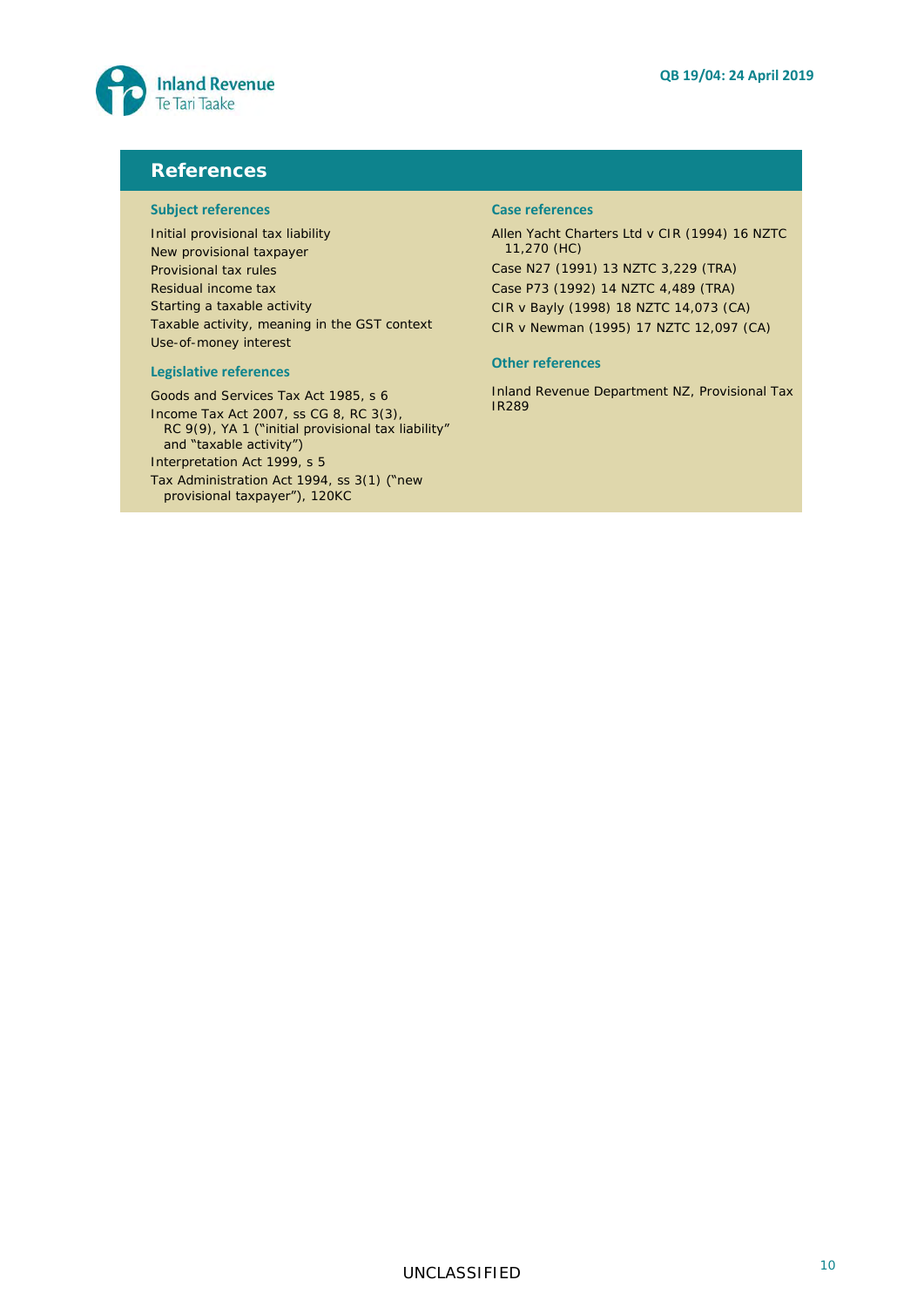## References

### Subject references

Initial provisional tax liability
New provisional taxpayer
Provisional tax rules
Residual income tax
Starting a taxable activity
Taxable activity, meaning in the GST context
Use-of-money interest

### Legislative references

Goods and Services Tax Act 1985, s 6

Income Tax Act 2007, ss CG 8, RC 3(3), RC 9(9), YA 1 ("initial provisional tax liability" and "taxable activity")

Interpretation Act 1999, s 5

Tax Administration Act 1994, ss 3(1) ("new provisional taxpayer"), 120KC

### Case references

Allen Yacht Charters Ltd v CIR (1994) 16 NZTC 11,270 (HC)

Case N27 (1991) 13 NZTC 3,229 (TRA)

Case P73 (1992) 14 NZTC 4,489 (TRA)

CIR v Bayly (1998) 18 NZTC 14,073 (CA)

CIR v Newman (1995) 17 NZTC 12,097 (CA)

### Other references

Inland Revenue Department NZ, Provisional Tax IR289